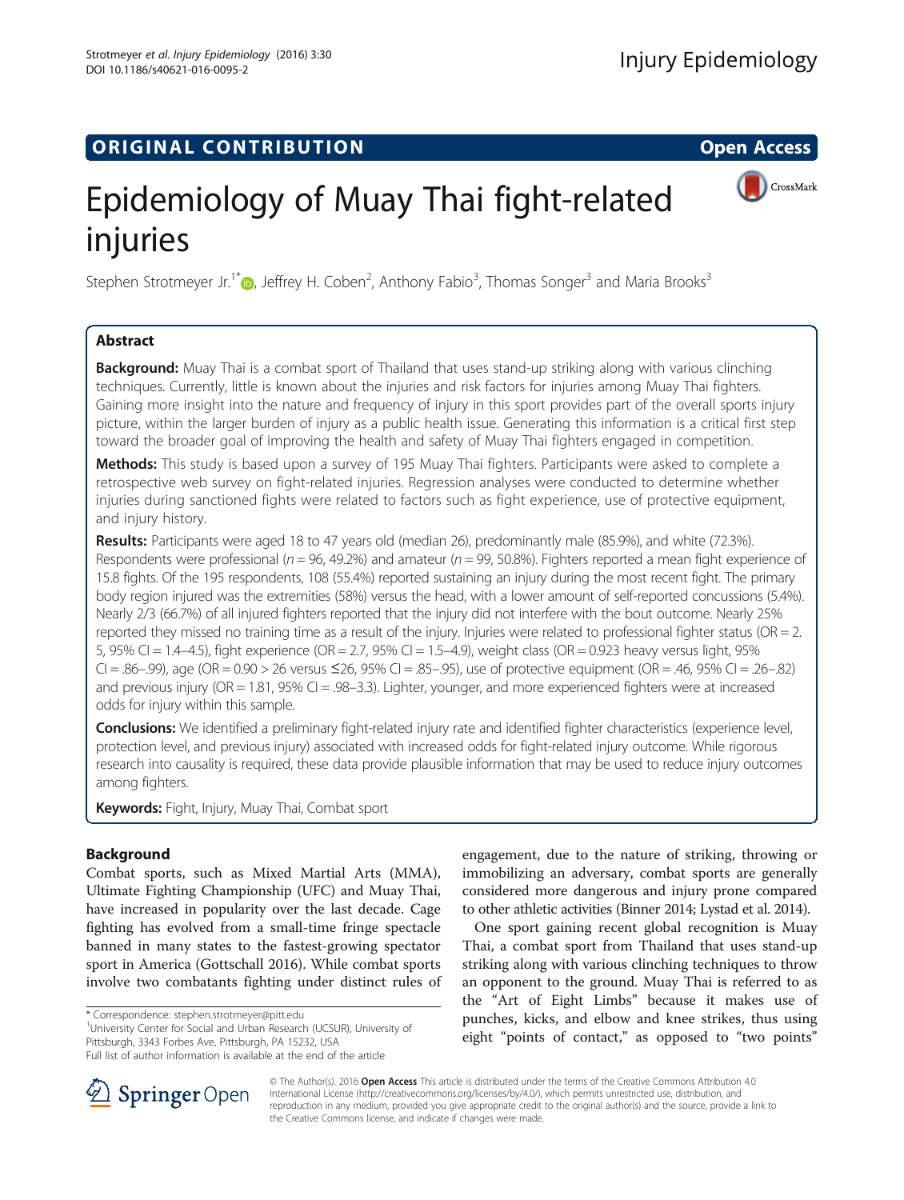ORIGINAL CONTRIBUTION

Open Access

# Epidemiology of Muay Thai fight-related injuries

Stephen Strotmeyer Jr.[1*], Jeffrey H. Coben[2], Anthony Fabio[3], Thomas Songer[3] and Maria Brooks[3]

## Abstract

**Background:** Muay Thai is a combat sport of Thailand that uses stand-up striking along with various clinching techniques. Currently, little is known about the injuries and risk factors for injuries among Muay Thai fighters. Gaining more insight into the nature and frequency of injury in this sport provides part of the overall sports injury picture, within the larger burden of injury as a public health issue. Generating this information is a critical first step toward the broader goal of improving the health and safety of Muay Thai fighters engaged in competition.

**Methods:** This study is based upon a survey of 195 Muay Thai fighters. Participants were asked to complete a retrospective web survey on fight-related injuries. Regression analyses were conducted to determine whether injuries during sanctioned fights were related to factors such as fight experience, use of protective equipment, and injury history.

**Results:** Participants were aged 18 to 47 years old (median 26), predominantly male (85.9%), and white (72.3%). Respondents were professional ($n = 96$, 49.2%) and amateur ($n = 99$, 50.8%). Fighters reported a mean fight experience of 15.8 fights. Of the 195 respondents, 108 (55.4%) reported sustaining an injury during the most recent fight. The primary body region injured was the extremities (58%) versus the head, with a lower amount of self-reported concussions (5.4%). Nearly 2/3 (66.7%) of all injured fighters reported that the injury did not interfere with the bout outcome. Nearly 25% reported they missed no training time as a result of the injury. Injuries were related to professional fighter status (OR = 2.5, 95% CI = 1.4–4.5), fight experience (OR = 2.7, 95% CI = 1.5–4.9), weight class (OR = 0.923 heavy versus light, 95% CI = .86–.99), age (OR = 0.90 > 26 versus ≤26, 95% CI = .85–.95), use of protective equipment (OR = .46, 95% CI = .26–.82) and previous injury (OR = 1.81, 95% CI = .98–3.3). Lighter, younger, and more experienced fighters were at increased odds for injury within this sample.

**Conclusions:** We identified a preliminary fight-related injury rate and identified fighter characteristics (experience level, protection level, and previous injury) associated with increased odds for fight-related injury outcome. While rigorous research into causality is required, these data provide plausible information that may be used to reduce injury outcomes among fighters.

**Keywords:** Fight, Injury, Muay Thai, Combat sport

## Background

Combat sports, such as Mixed Martial Arts (MMA), Ultimate Fighting Championship (UFC) and Muay Thai, have increased in popularity over the last decade. Cage fighting has evolved from a small-time fringe spectacle banned in many states to the fastest-growing spectator sport in America (Gottschall 2016). While combat sports involve two combatants fighting under distinct rules of engagement, due to the nature of striking, throwing or immobilizing an adversary, combat sports are generally considered more dangerous and injury prone compared to other athletic activities (Binner 2014; Lystad et al. 2014).

One sport gaining recent global recognition is Muay Thai, a combat sport from Thailand that uses stand-up striking along with various clinching techniques to throw an opponent to the ground. Muay Thai is referred to as the "Art of Eight Limbs" because it makes use of punches, kicks, and elbow and knee strikes, thus using eight "points of contact," as opposed to "two points"

* Correspondence: stephen.strotmeyer@pitt.edu
[1]University Center for Social and Urban Research (UCSUR), University of Pittsburgh, 3343 Forbes Ave, Pittsburgh, PA 15232, USA
Full list of author information is available at the end of the article

© The Author(s). 2016 **Open Access** This article is distributed under the terms of the Creative Commons Attribution 4.0 International License (http://creativecommons.org/licenses/by/4.0/), which permits unrestricted use, distribution, and reproduction in any medium, provided you give appropriate credit to the original author(s) and the source, provide a link to the Creative Commons license, and indicate if changes were made.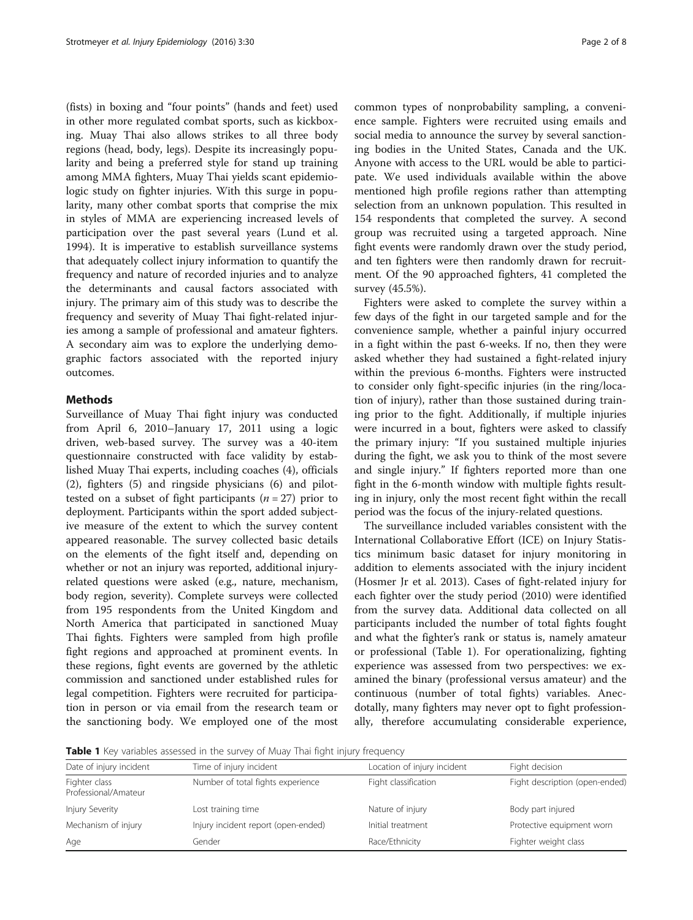(fists) in boxing and "four points" (hands and feet) used in other more regulated combat sports, such as kickboxing. Muay Thai also allows strikes to all three body regions (head, body, legs). Despite its increasingly popularity and being a preferred style for stand up training among MMA fighters, Muay Thai yields scant epidemiologic study on fighter injuries. With this surge in popularity, many other combat sports that comprise the mix in styles of MMA are experiencing increased levels of participation over the past several years (Lund et al. 1994). It is imperative to establish surveillance systems that adequately collect injury information to quantify the frequency and nature of recorded injuries and to analyze the determinants and causal factors associated with injury. The primary aim of this study was to describe the frequency and severity of Muay Thai fight-related injuries among a sample of professional and amateur fighters. A secondary aim was to explore the underlying demographic factors associated with the reported injury outcomes.

## Methods

Surveillance of Muay Thai fight injury was conducted from April 6, 2010–January 17, 2011 using a logic driven, web-based survey. The survey was a 40-item questionnaire constructed with face validity by established Muay Thai experts, including coaches (4), officials (2), fighters (5) and ringside physicians (6) and pilot-tested on a subset of fight participants ($n = 27$) prior to deployment. Participants within the sport added subjective measure of the extent to which the survey content appeared reasonable. The survey collected basic details on the elements of the fight itself and, depending on whether or not an injury was reported, additional injury-related questions were asked (e.g., nature, mechanism, body region, severity). Complete surveys were collected from 195 respondents from the United Kingdom and North America that participated in sanctioned Muay Thai fights. Fighters were sampled from high profile fight regions and approached at prominent events. In these regions, fight events are governed by the athletic commission and sanctioned under established rules for legal competition. Fighters were recruited for participation in person or via email from the research team or the sanctioning body. We employed one of the most common types of nonprobability sampling, a convenience sample. Fighters were recruited using emails and social media to announce the survey by several sanctioning bodies in the United States, Canada and the UK. Anyone with access to the URL would be able to participate. We used individuals available within the above mentioned high profile regions rather than attempting selection from an unknown population. This resulted in 154 respondents that completed the survey. A second group was recruited using a targeted approach. Nine fight events were randomly drawn over the study period, and ten fighters were then randomly drawn for recruitment. Of the 90 approached fighters, 41 completed the survey (45.5%).

Fighters were asked to complete the survey within a few days of the fight in our targeted sample and for the convenience sample, whether a painful injury occurred in a fight within the past 6-weeks. If no, then they were asked whether they had sustained a fight-related injury within the previous 6-months. Fighters were instructed to consider only fight-specific injuries (in the ring/location of injury), rather than those sustained during training prior to the fight. Additionally, if multiple injuries were incurred in a bout, fighters were asked to classify the primary injury: "If you sustained multiple injuries during the fight, we ask you to think of the most severe and single injury." If fighters reported more than one fight in the 6-month window with multiple fights resulting in injury, only the most recent fight within the recall period was the focus of the injury-related questions.

The surveillance included variables consistent with the International Collaborative Effort (ICE) on Injury Statistics minimum basic dataset for injury monitoring in addition to elements associated with the injury incident (Hosmer Jr et al. 2013). Cases of fight-related injury for each fighter over the study period (2010) were identified from the survey data. Additional data collected on all participants included the number of total fights fought and what the fighter's rank or status is, namely amateur or professional (Table 1). For operationalizing, fighting experience was assessed from two perspectives: we examined the binary (professional versus amateur) and the continuous (number of total fights) variables. Anecdotally, many fighters may never opt to fight professionally, therefore accumulating considerable experience,

**Table 1** Key variables assessed in the survey of Muay Thai fight injury frequency

| Date of injury incident | Time of injury incident | Location of injury incident | Fight decision |
|---|---|---|---|
| Fighter class Professional/Amateur | Number of total fights experience | Fight classification | Fight description (open-ended) |
| Injury Severity | Lost training time | Nature of injury | Body part injured |
| Mechanism of injury | Injury incident report (open-ended) | Initial treatment | Protective equipment worn |
| Age | Gender | Race/Ethnicity | Fighter weight class |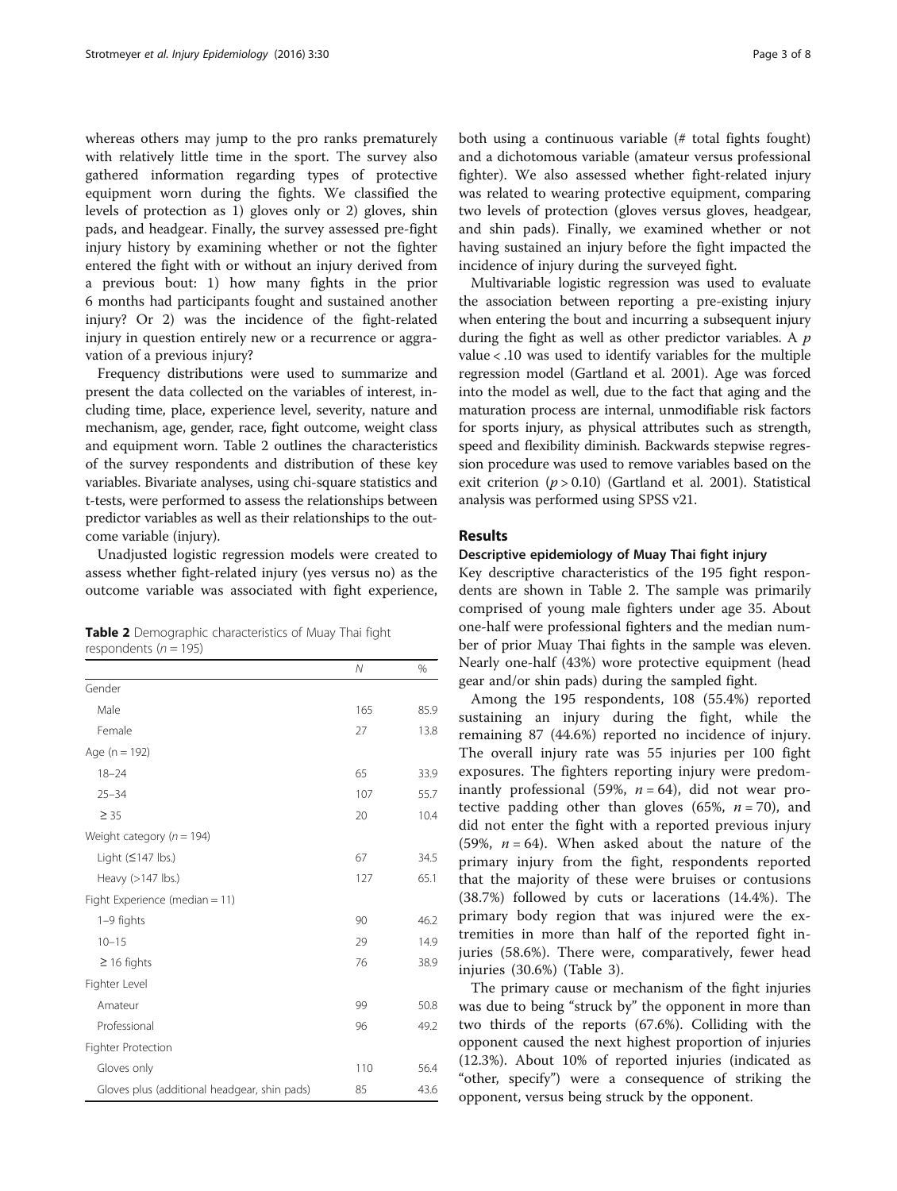whereas others may jump to the pro ranks prematurely with relatively little time in the sport. The survey also gathered information regarding types of protective equipment worn during the fights. We classified the levels of protection as 1) gloves only or 2) gloves, shin pads, and headgear. Finally, the survey assessed pre-fight injury history by examining whether or not the fighter entered the fight with or without an injury derived from a previous bout: 1) how many fights in the prior 6 months had participants fought and sustained another injury? Or 2) was the incidence of the fight-related injury in question entirely new or a recurrence or aggravation of a previous injury?

Frequency distributions were used to summarize and present the data collected on the variables of interest, including time, place, experience level, severity, nature and mechanism, age, gender, race, fight outcome, weight class and equipment worn. Table 2 outlines the characteristics of the survey respondents and distribution of these key variables. Bivariate analyses, using chi-square statistics and t-tests, were performed to assess the relationships between predictor variables as well as their relationships to the outcome variable (injury).

Unadjusted logistic regression models were created to assess whether fight-related injury (yes versus no) as the outcome variable was associated with fight experience, both using a continuous variable (# total fights fought) and a dichotomous variable (amateur versus professional fighter). We also assessed whether fight-related injury was related to wearing protective equipment, comparing two levels of protection (gloves versus gloves, headgear, and shin pads). Finally, we examined whether or not having sustained an injury before the fight impacted the incidence of injury during the surveyed fight.

Multivariable logistic regression was used to evaluate the association between reporting a pre-existing injury when entering the bout and incurring a subsequent injury during the fight as well as other predictor variables. A $p$ value < .10 was used to identify variables for the multiple regression model (Gartland et al. 2001). Age was forced into the model as well, due to the fact that aging and the maturation process are internal, unmodifiable risk factors for sports injury, as physical attributes such as strength, speed and flexibility diminish. Backwards stepwise regression procedure was used to remove variables based on the exit criterion ($p > 0.10$) (Gartland et al. 2001). Statistical analysis was performed using SPSS v21.

**Table 2** Demographic characteristics of Muay Thai fight respondents ($n = 195$)

| | *N* | % |
|---|---|---|
| Gender | | |
| Male | 165 | 85.9 |
| Female | 27 | 13.8 |
| Age (n = 192) | | |
| 18–24 | 65 | 33.9 |
| 25–34 | 107 | 55.7 |
| ≥ 35 | 20 | 10.4 |
| Weight category ($n = 194$) | | |
| Light (≤147 lbs.) | 67 | 34.5 |
| Heavy (>147 lbs.) | 127 | 65.1 |
| Fight Experience (median = 11) | | |
| 1–9 fights | 90 | 46.2 |
| 10–15 | 29 | 14.9 |
| ≥ 16 fights | 76 | 38.9 |
| Fighter Level | | |
| Amateur | 99 | 50.8 |
| Professional | 96 | 49.2 |
| Fighter Protection | | |
| Gloves only | 110 | 56.4 |
| Gloves plus (additional headgear, shin pads) | 85 | 43.6 |

## Results

### Descriptive epidemiology of Muay Thai fight injury

Key descriptive characteristics of the 195 fight respondents are shown in Table 2. The sample was primarily comprised of young male fighters under age 35. About one-half were professional fighters and the median number of prior Muay Thai fights in the sample was eleven. Nearly one-half (43%) wore protective equipment (head gear and/or shin pads) during the sampled fight.

Among the 195 respondents, 108 (55.4%) reported sustaining an injury during the fight, while the remaining 87 (44.6%) reported no incidence of injury. The overall injury rate was 55 injuries per 100 fight exposures. The fighters reporting injury were predominantly professional (59%, $n = 64$), did not wear protective padding other than gloves (65%, $n = 70$), and did not enter the fight with a reported previous injury (59%, $n = 64$). When asked about the nature of the primary injury from the fight, respondents reported that the majority of these were bruises or contusions (38.7%) followed by cuts or lacerations (14.4%). The primary body region that was injured were the extremities in more than half of the reported fight injuries (58.6%). There were, comparatively, fewer head injuries (30.6%) (Table 3).

The primary cause or mechanism of the fight injuries was due to being "struck by" the opponent in more than two thirds of the reports (67.6%). Colliding with the opponent caused the next highest proportion of injuries (12.3%). About 10% of reported injuries (indicated as "other, specify") were a consequence of striking the opponent, versus being struck by the opponent.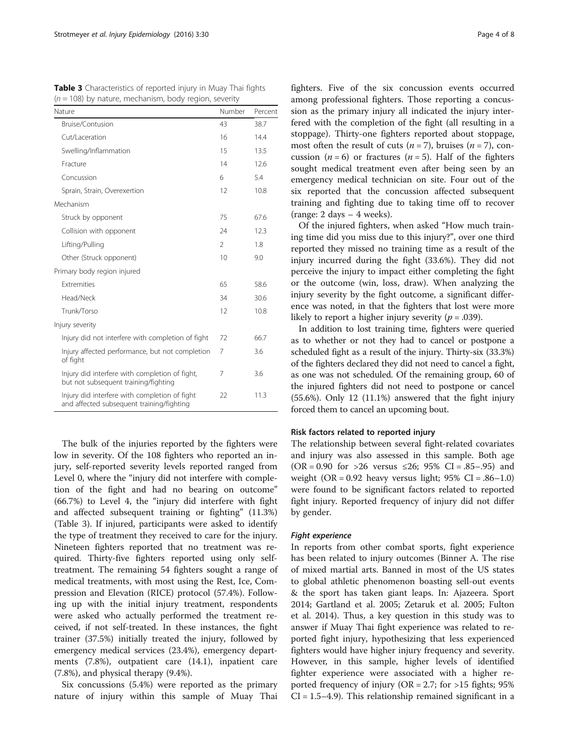**Table 3** Characteristics of reported injury in Muay Thai fights ($n = 108$) by nature, mechanism, body region, severity

| Nature | Number | Percent |
|---|---|---|
| Bruise/Contusion | 43 | 38.7 |
| Cut/Laceration | 16 | 14.4 |
| Swelling/Inflammation | 15 | 13.5 |
| Fracture | 14 | 12.6 |
| Concussion | 6 | 5.4 |
| Sprain, Strain, Overexertion | 12 | 10.8 |
| Mechanism | | |
| Struck by opponent | 75 | 67.6 |
| Collision with opponent | 24 | 12.3 |
| Lifting/Pulling | 2 | 1.8 |
| Other (Struck opponent) | 10 | 9.0 |
| Primary body region injured | | |
| Extremities | 65 | 58.6 |
| Head/Neck | 34 | 30.6 |
| Trunk/Torso | 12 | 10.8 |
| Injury severity | | |
| Injury did not interfere with completion of fight | 72 | 66.7 |
| Injury affected performance, but not completion of fight | 7 | 3.6 |
| Injury did interfere with completion of fight, but not subsequent training/fighting | 7 | 3.6 |
| Injury did interfere with completion of fight and affected subsequent training/fighting | 22 | 11.3 |

The bulk of the injuries reported by the fighters were low in severity. Of the 108 fighters who reported an injury, self-reported severity levels reported ranged from Level 0, where the "injury did not interfere with completion of the fight and had no bearing on outcome" (66.7%) to Level 4, the "injury did interfere with fight and affected subsequent training or fighting" (11.3%) (Table 3). If injured, participants were asked to identify the type of treatment they received to care for the injury. Nineteen fighters reported that no treatment was required. Thirty-five fighters reported using only self-treatment. The remaining 54 fighters sought a range of medical treatments, with most using the Rest, Ice, Compression and Elevation (RICE) protocol (57.4%). Following up with the initial injury treatment, respondents were asked who actually performed the treatment received, if not self-treated. In these instances, the fight trainer (37.5%) initially treated the injury, followed by emergency medical services (23.4%), emergency departments (7.8%), outpatient care (14.1), inpatient care (7.8%), and physical therapy (9.4%).

Six concussions (5.4%) were reported as the primary nature of injury within this sample of Muay Thai fighters. Five of the six concussion events occurred among professional fighters. Those reporting a concussion as the primary injury all indicated the injury interfered with the completion of the fight (all resulting in a stoppage). Thirty-one fighters reported about stoppage, most often the result of cuts ($n = 7$), bruises ($n = 7$), concussion ($n = 6$) or fractures ($n = 5$). Half of the fighters sought medical treatment even after being seen by an emergency medical technician on site. Four out of the six reported that the concussion affected subsequent training and fighting due to taking time off to recover (range: 2 days – 4 weeks).

Of the injured fighters, when asked "How much training time did you miss due to this injury?", over one third reported they missed no training time as a result of the injury incurred during the fight (33.6%). They did not perceive the injury to impact either completing the fight or the outcome (win, loss, draw). When analyzing the injury severity by the fight outcome, a significant difference was noted, in that the fighters that lost were more likely to report a higher injury severity ($p = .039$).

In addition to lost training time, fighters were queried as to whether or not they had to cancel or postpone a scheduled fight as a result of the injury. Thirty-six (33.3%) of the fighters declared they did not need to cancel a fight, as one was not scheduled. Of the remaining group, 60 of the injured fighters did not need to postpone or cancel (55.6%). Only 12 (11.1%) answered that the fight injury forced them to cancel an upcoming bout.

### Risk factors related to reported injury

The relationship between several fight-related covariates and injury was also assessed in this sample. Both age (OR = 0.90 for >26 versus ≤26; 95% CI = .85–.95) and weight (OR = 0.92 heavy versus light; 95% CI = .86–1.0) were found to be significant factors related to reported fight injury. Reported frequency of injury did not differ by gender.

#### *Fight experience*

In reports from other combat sports, fight experience has been related to injury outcomes (Binner A. The rise of mixed martial arts. Banned in most of the US states to global athletic phenomenon boasting sell-out events & the sport has taken giant leaps. In: Ajazeera. Sport 2014; Gartland et al. 2005; Zetaruk et al. 2005; Fulton et al. 2014). Thus, a key question in this study was to answer if Muay Thai fight experience was related to reported fight injury, hypothesizing that less experienced fighters would have higher injury frequency and severity. However, in this sample, higher levels of identified fighter experience were associated with a higher reported frequency of injury (OR = 2.7; for >15 fights; 95% CI = 1.5–4.9). This relationship remained significant in a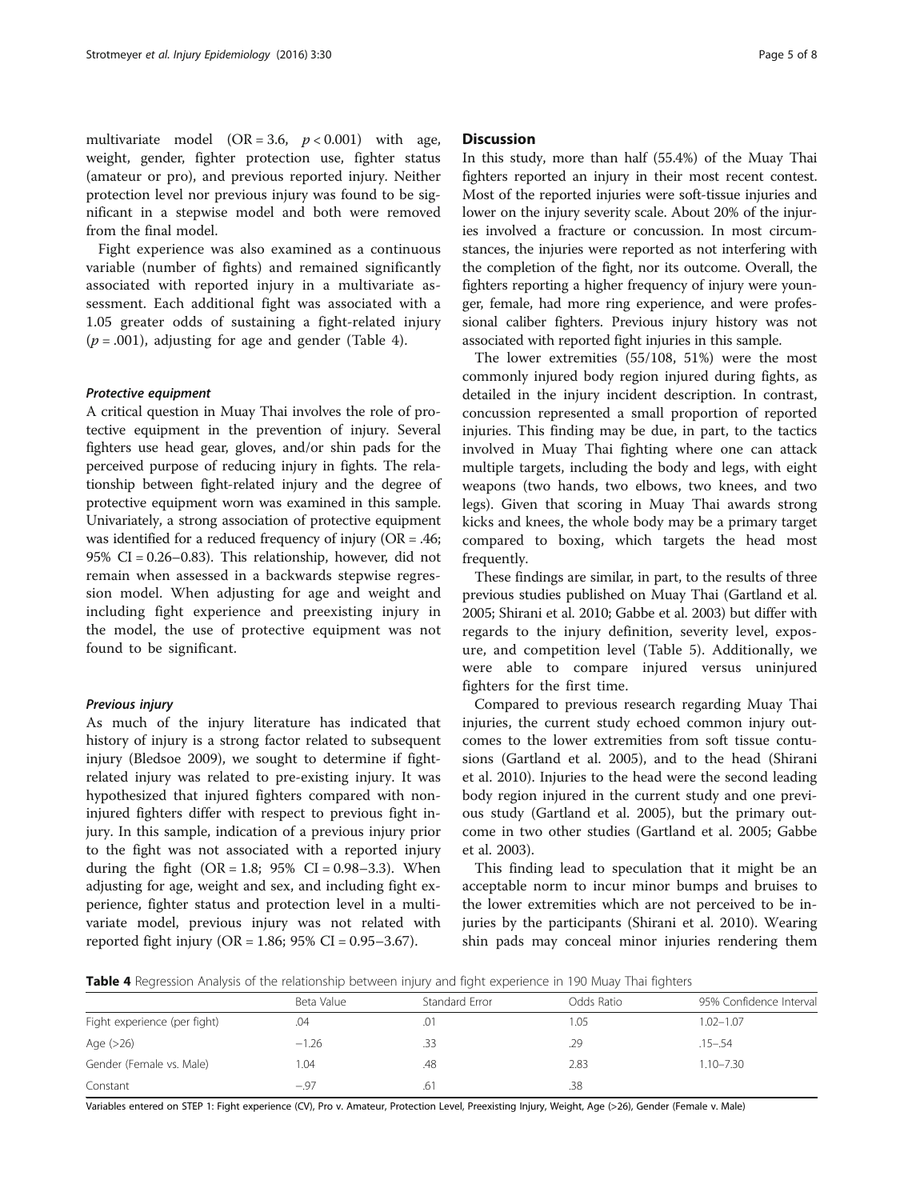multivariate model ($OR = 3.6$, $p < 0.001$) with age, weight, gender, fighter protection use, fighter status (amateur or pro), and previous reported injury. Neither protection level nor previous injury was found to be significant in a stepwise model and both were removed from the final model.

Fight experience was also examined as a continuous variable (number of fights) and remained significantly associated with reported injury in a multivariate assessment. Each additional fight was associated with a 1.05 greater odds of sustaining a fight-related injury ($p = .001$), adjusting for age and gender (Table 4).

#### *Protective equipment*

A critical question in Muay Thai involves the role of protective equipment in the prevention of injury. Several fighters use head gear, gloves, and/or shin pads for the perceived purpose of reducing injury in fights. The relationship between fight-related injury and the degree of protective equipment worn was examined in this sample. Univariately, a strong association of protective equipment was identified for a reduced frequency of injury ($OR = .46$; 95% CI = 0.26–0.83). This relationship, however, did not remain when assessed in a backwards stepwise regression model. When adjusting for age and weight and including fight experience and preexisting injury in the model, the use of protective equipment was not found to be significant.

#### *Previous injury*

As much of the injury literature has indicated that history of injury is a strong factor related to subsequent injury (Bledsoe 2009), we sought to determine if fight-related injury was related to pre-existing injury. It was hypothesized that injured fighters compared with non-injured fighters differ with respect to previous fight injury. In this sample, indication of a previous injury prior to the fight was not associated with a reported injury during the fight ($OR = 1.8$; 95% CI = 0.98–3.3). When adjusting for age, weight and sex, and including fight experience, fighter status and protection level in a multivariate model, previous injury was not related with reported fight injury ($OR = 1.86$; 95% CI = 0.95–3.67).

## Discussion

In this study, more than half (55.4%) of the Muay Thai fighters reported an injury in their most recent contest. Most of the reported injuries were soft-tissue injuries and lower on the injury severity scale. About 20% of the injuries involved a fracture or concussion. In most circumstances, the injuries were reported as not interfering with the completion of the fight, nor its outcome. Overall, the fighters reporting a higher frequency of injury were younger, female, had more ring experience, and were professional caliber fighters. Previous injury history was not associated with reported fight injuries in this sample.

The lower extremities (55/108, 51%) were the most commonly injured body region injured during fights, as detailed in the injury incident description. In contrast, concussion represented a small proportion of reported injuries. This finding may be due, in part, to the tactics involved in Muay Thai fighting where one can attack multiple targets, including the body and legs, with eight weapons (two hands, two elbows, two knees, and two legs). Given that scoring in Muay Thai awards strong kicks and knees, the whole body may be a primary target compared to boxing, which targets the head most frequently.

These findings are similar, in part, to the results of three previous studies published on Muay Thai (Gartland et al. 2005; Shirani et al. 2010; Gabbe et al. 2003) but differ with regards to the injury definition, severity level, exposure, and competition level (Table 5). Additionally, we were able to compare injured versus uninjured fighters for the first time.

Compared to previous research regarding Muay Thai injuries, the current study echoed common injury outcomes to the lower extremities from soft tissue contusions (Gartland et al. 2005), and to the head (Shirani et al. 2010). Injuries to the head were the second leading body region injured in the current study and one previous study (Gartland et al. 2005), but the primary outcome in two other studies (Gartland et al. 2005; Gabbe et al. 2003).

This finding lead to speculation that it might be an acceptable norm to incur minor bumps and bruises to the lower extremities which are not perceived to be injuries by the participants (Shirani et al. 2010). Wearing shin pads may conceal minor injuries rendering them

**Table 4** Regression Analysis of the relationship between injury and fight experience in 190 Muay Thai fighters

| | Beta Value | Standard Error | Odds Ratio | 95% Confidence Interval |
|---|---|---|---|---|
| Fight experience (per fight) | .04 | .01 | 1.05 | 1.02–1.07 |
| Age (>26) | −1.26 | .33 | .29 | .15–.54 |
| Gender (Female vs. Male) | 1.04 | .48 | 2.83 | 1.10–7.30 |
| Constant | −.97 | .61 | .38 | |

Variables entered on STEP 1: Fight experience (CV), Pro v. Amateur, Protection Level, Preexisting Injury, Weight, Age (>26), Gender (Female v. Male)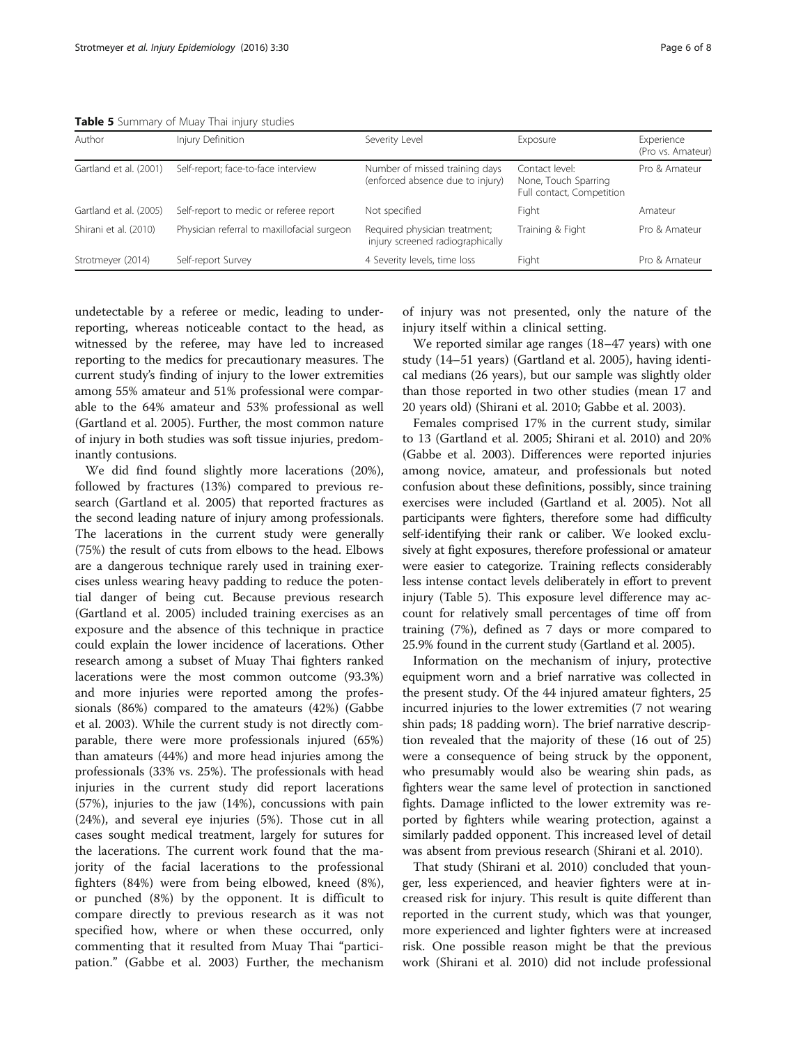**Table 5** Summary of Muay Thai injury studies

| Author | Injury Definition | Severity Level | Exposure | Experience (Pro vs. Amateur) |
|---|---|---|---|---|
| Gartland et al. (2001) | Self-report; face-to-face interview | Number of missed training days (enforced absence due to injury) | Contact level: None, Touch Sparring Full contact, Competition | Pro & Amateur |
| Gartland et al. (2005) | Self-report to medic or referee report | Not specified | Fight | Amateur |
| Shirani et al. (2010) | Physician referral to maxillofacial surgeon | Required physician treatment; injury screened radiographically | Training & Fight | Pro & Amateur |
| Strotmeyer (2014) | Self-report Survey | 4 Severity levels, time loss | Fight | Pro & Amateur |

undetectable by a referee or medic, leading to underreporting, whereas noticeable contact to the head, as witnessed by the referee, may have led to increased reporting to the medics for precautionary measures. The current study's finding of injury to the lower extremities among 55% amateur and 51% professional were comparable to the 64% amateur and 53% professional as well (Gartland et al. 2005). Further, the most common nature of injury in both studies was soft tissue injuries, predominantly contusions.

We did find found slightly more lacerations (20%), followed by fractures (13%) compared to previous research (Gartland et al. 2005) that reported fractures as the second leading nature of injury among professionals. The lacerations in the current study were generally (75%) the result of cuts from elbows to the head. Elbows are a dangerous technique rarely used in training exercises unless wearing heavy padding to reduce the potential danger of being cut. Because previous research (Gartland et al. 2005) included training exercises as an exposure and the absence of this technique in practice could explain the lower incidence of lacerations. Other research among a subset of Muay Thai fighters ranked lacerations were the most common outcome (93.3%) and more injuries were reported among the professionals (86%) compared to the amateurs (42%) (Gabbe et al. 2003). While the current study is not directly comparable, there were more professionals injured (65%) than amateurs (44%) and more head injuries among the professionals (33% vs. 25%). The professionals with head injuries in the current study did report lacerations (57%), injuries to the jaw (14%), concussions with pain (24%), and several eye injuries (5%). Those cut in all cases sought medical treatment, largely for sutures for the lacerations. The current work found that the majority of the facial lacerations to the professional fighters (84%) were from being elbowed, kneed (8%), or punched (8%) by the opponent. It is difficult to compare directly to previous research as it was not specified how, where or when these occurred, only commenting that it resulted from Muay Thai "participation." (Gabbe et al. 2003) Further, the mechanism of injury was not presented, only the nature of the injury itself within a clinical setting.

We reported similar age ranges (18–47 years) with one study (14–51 years) (Gartland et al. 2005), having identical medians (26 years), but our sample was slightly older than those reported in two other studies (mean 17 and 20 years old) (Shirani et al. 2010; Gabbe et al. 2003).

Females comprised 17% in the current study, similar to 13 (Gartland et al. 2005; Shirani et al. 2010) and 20% (Gabbe et al. 2003). Differences were reported injuries among novice, amateur, and professionals but noted confusion about these definitions, possibly, since training exercises were included (Gartland et al. 2005). Not all participants were fighters, therefore some had difficulty self-identifying their rank or caliber. We looked exclusively at fight exposures, therefore professional or amateur were easier to categorize. Training reflects considerably less intense contact levels deliberately in effort to prevent injury (Table 5). This exposure level difference may account for relatively small percentages of time off from training (7%), defined as 7 days or more compared to 25.9% found in the current study (Gartland et al. 2005).

Information on the mechanism of injury, protective equipment worn and a brief narrative was collected in the present study. Of the 44 injured amateur fighters, 25 incurred injuries to the lower extremities (7 not wearing shin pads; 18 padding worn). The brief narrative description revealed that the majority of these (16 out of 25) were a consequence of being struck by the opponent, who presumably would also be wearing shin pads, as fighters wear the same level of protection in sanctioned fights. Damage inflicted to the lower extremity was reported by fighters while wearing protection, against a similarly padded opponent. This increased level of detail was absent from previous research (Shirani et al. 2010).

That study (Shirani et al. 2010) concluded that younger, less experienced, and heavier fighters were at increased risk for injury. This result is quite different than reported in the current study, which was that younger, more experienced and lighter fighters were at increased risk. One possible reason might be that the previous work (Shirani et al. 2010) did not include professional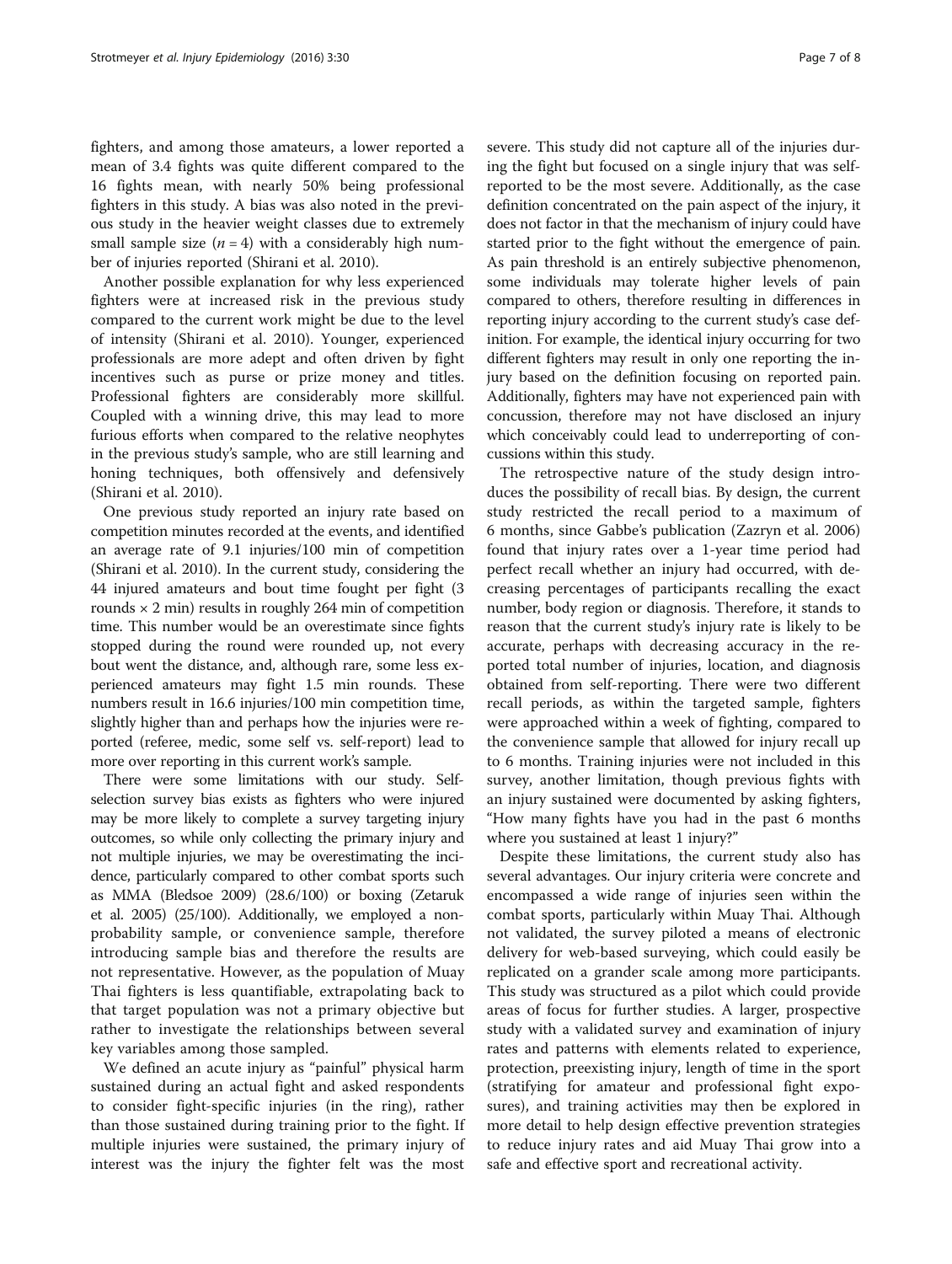fighters, and among those amateurs, a lower reported a mean of 3.4 fights was quite different compared to the 16 fights mean, with nearly 50% being professional fighters in this study. A bias was also noted in the previous study in the heavier weight classes due to extremely small sample size ($n = 4$) with a considerably high number of injuries reported (Shirani et al. 2010).

Another possible explanation for why less experienced fighters were at increased risk in the previous study compared to the current work might be due to the level of intensity (Shirani et al. 2010). Younger, experienced professionals are more adept and often driven by fight incentives such as purse or prize money and titles. Professional fighters are considerably more skillful. Coupled with a winning drive, this may lead to more furious efforts when compared to the relative neophytes in the previous study's sample, who are still learning and honing techniques, both offensively and defensively (Shirani et al. 2010).

One previous study reported an injury rate based on competition minutes recorded at the events, and identified an average rate of 9.1 injuries/100 min of competition (Shirani et al. 2010). In the current study, considering the 44 injured amateurs and bout time fought per fight (3 rounds × 2 min) results in roughly 264 min of competition time. This number would be an overestimate since fights stopped during the round were rounded up, not every bout went the distance, and, although rare, some less experienced amateurs may fight 1.5 min rounds. These numbers result in 16.6 injuries/100 min competition time, slightly higher than and perhaps how the injuries were reported (referee, medic, some self vs. self-report) lead to more over reporting in this current work's sample.

There were some limitations with our study. Self-selection survey bias exists as fighters who were injured may be more likely to complete a survey targeting injury outcomes, so while only collecting the primary injury and not multiple injuries, we may be overestimating the incidence, particularly compared to other combat sports such as MMA (Bledsoe 2009) (28.6/100) or boxing (Zetaruk et al. 2005) (25/100). Additionally, we employed a non-probability sample, or convenience sample, therefore introducing sample bias and therefore the results are not representative. However, as the population of Muay Thai fighters is less quantifiable, extrapolating back to that target population was not a primary objective but rather to investigate the relationships between several key variables among those sampled.

We defined an acute injury as "painful" physical harm sustained during an actual fight and asked respondents to consider fight-specific injuries (in the ring), rather than those sustained during training prior to the fight. If multiple injuries were sustained, the primary injury of interest was the injury the fighter felt was the most severe. This study did not capture all of the injuries during the fight but focused on a single injury that was self-reported to be the most severe. Additionally, as the case definition concentrated on the pain aspect of the injury, it does not factor in that the mechanism of injury could have started prior to the fight without the emergence of pain. As pain threshold is an entirely subjective phenomenon, some individuals may tolerate higher levels of pain compared to others, therefore resulting in differences in reporting injury according to the current study's case definition. For example, the identical injury occurring for two different fighters may result in only one reporting the injury based on the definition focusing on reported pain. Additionally, fighters may have not experienced pain with concussion, therefore may not have disclosed an injury which conceivably could lead to underreporting of concussions within this study.

The retrospective nature of the study design introduces the possibility of recall bias. By design, the current study restricted the recall period to a maximum of 6 months, since Gabbe's publication (Zazryn et al. 2006) found that injury rates over a 1-year time period had perfect recall whether an injury had occurred, with decreasing percentages of participants recalling the exact number, body region or diagnosis. Therefore, it stands to reason that the current study's injury rate is likely to be accurate, perhaps with decreasing accuracy in the reported total number of injuries, location, and diagnosis obtained from self-reporting. There were two different recall periods, as within the targeted sample, fighters were approached within a week of fighting, compared to the convenience sample that allowed for injury recall up to 6 months. Training injuries were not included in this survey, another limitation, though previous fights with an injury sustained were documented by asking fighters, "How many fights have you had in the past 6 months where you sustained at least 1 injury?"

Despite these limitations, the current study also has several advantages. Our injury criteria were concrete and encompassed a wide range of injuries seen within the combat sports, particularly within Muay Thai. Although not validated, the survey piloted a means of electronic delivery for web-based surveying, which could easily be replicated on a grander scale among more participants. This study was structured as a pilot which could provide areas of focus for further studies. A larger, prospective study with a validated survey and examination of injury rates and patterns with elements related to experience, protection, preexisting injury, length of time in the sport (stratifying for amateur and professional fight exposures), and training activities may then be explored in more detail to help design effective prevention strategies to reduce injury rates and aid Muay Thai grow into a safe and effective sport and recreational activity.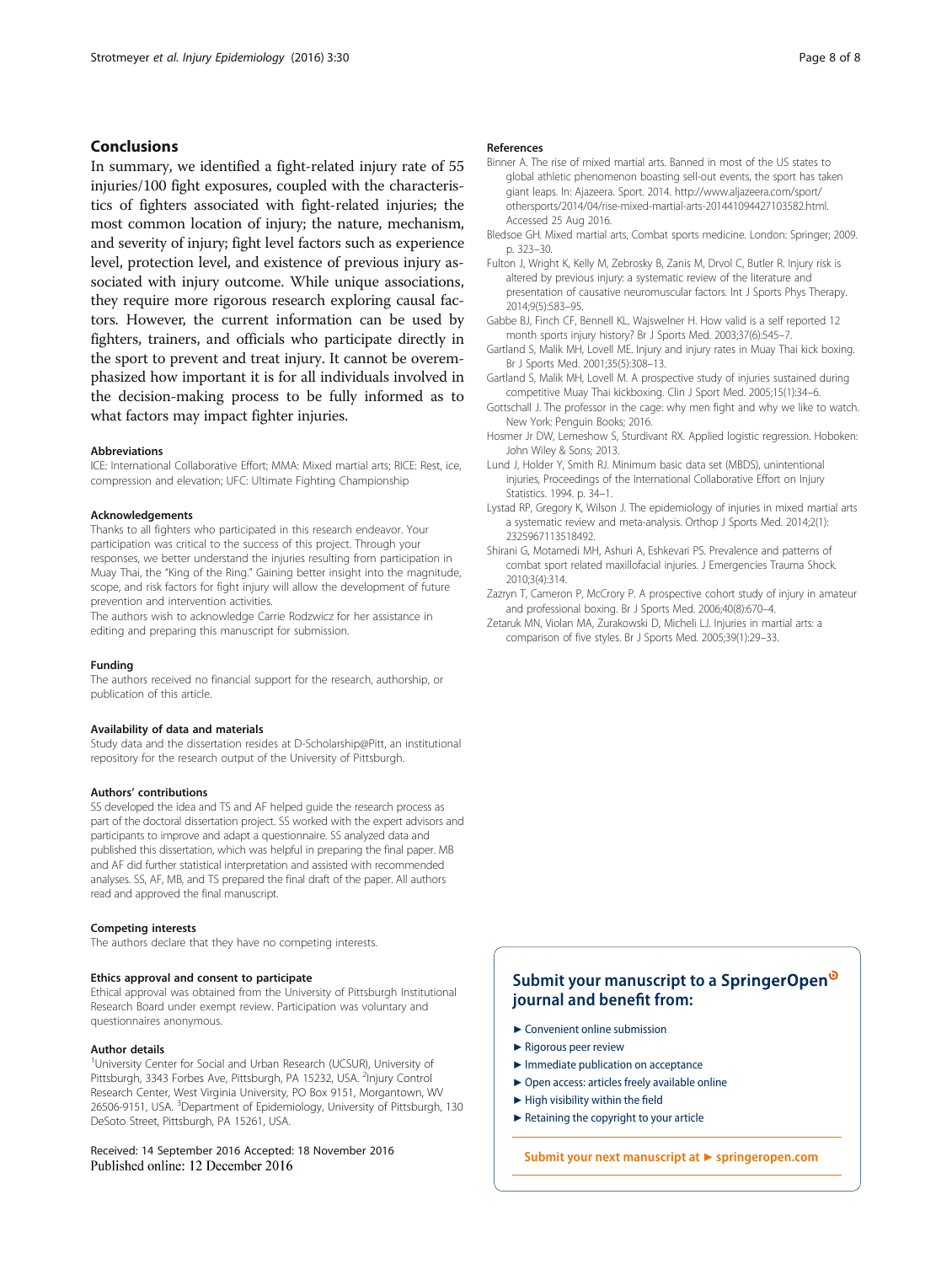## Conclusions

In summary, we identified a fight-related injury rate of 55 injuries/100 fight exposures, coupled with the characteristics of fighters associated with fight-related injuries; the most common location of injury; the nature, mechanism, and severity of injury; fight level factors such as experience level, protection level, and existence of previous injury associated with injury outcome. While unique associations, they require more rigorous research exploring causal factors. However, the current information can be used by fighters, trainers, and officials who participate directly in the sport to prevent and treat injury. It cannot be overemphasized how important it is for all individuals involved in the decision-making process to be fully informed as to what factors may impact fighter injuries.

#### Abbreviations

ICE: International Collaborative Effort; MMA: Mixed martial arts; RICE: Rest, ice, compression and elevation; UFC: Ultimate Fighting Championship

#### Acknowledgements

Thanks to all fighters who participated in this research endeavor. Your participation was critical to the success of this project. Through your responses, we better understand the injuries resulting from participation in Muay Thai, the "King of the Ring." Gaining better insight into the magnitude, scope, and risk factors for fight injury will allow the development of future prevention and intervention activities.

The authors wish to acknowledge Carrie Rodzwicz for her assistance in editing and preparing this manuscript for submission.

#### Funding

The authors received no financial support for the research, authorship, or publication of this article.

#### Availability of data and materials

Study data and the dissertation resides at D-Scholarship@Pitt, an institutional repository for the research output of the University of Pittsburgh.

#### Authors' contributions

SS developed the idea and TS and AF helped guide the research process as part of the doctoral dissertation project. SS worked with the expert advisors and participants to improve and adapt a questionnaire. SS analyzed data and published this dissertation, which was helpful in preparing the final paper. MB and AF did further statistical interpretation and assisted with recommended analyses. SS, AF, MB, and TS prepared the final draft of the paper. All authors read and approved the final manuscript.

#### Competing interests

The authors declare that they have no competing interests.

#### Ethics approval and consent to participate

Ethical approval was obtained from the University of Pittsburgh Institutional Research Board under exempt review. Participation was voluntary and questionnaires anonymous.

#### Author details

[1]University Center for Social and Urban Research (UCSUR), University of Pittsburgh, 3343 Forbes Ave, Pittsburgh, PA 15232, USA. [2]Injury Control Research Center, West Virginia University, PO Box 9151, Morgantown, WV 26506-9151, USA. [3]Department of Epidemiology, University of Pittsburgh, 130 DeSoto Street, Pittsburgh, PA 15261, USA.

Received: 14 September 2016 Accepted: 18 November 2016
Published online: 12 December 2016

#### References

Binner A. The rise of mixed martial arts. Banned in most of the US states to global athletic phenomenon boasting sell-out events, the sport has taken giant leaps. In: Ajazeera. Sport. 2014. http://www.aljazeera.com/sport/othersports/2014/04/rise-mixed-martial-arts-201441094427103582.html. Accessed 25 Aug 2016.

Bledsoe GH. Mixed martial arts, Combat sports medicine. London: Springer; 2009. p. 323–30.

Fulton J, Wright K, Kelly M, Zebrosky B, Zanis M, Drvol C, Butler R. Injury risk is altered by previous injury: a systematic review of the literature and presentation of causative neuromuscular factors. Int J Sports Phys Therapy. 2014;9(5):583–95.

Gabbe BJ, Finch CF, Bennell KL, Wajswelner H. How valid is a self reported 12 month sports injury history? Br J Sports Med. 2003;37(6):545–7.

Gartland S, Malik MH, Lovell ME. Injury and injury rates in Muay Thai kick boxing. Br J Sports Med. 2001;35(5):308–13.

Gartland S, Malik MH, Lovell M. A prospective study of injuries sustained during competitive Muay Thai kickboxing. Clin J Sport Med. 2005;15(1):34–6.

Gottschall J. The professor in the cage: why men fight and why we like to watch. New York: Penguin Books; 2016.

Hosmer Jr DW, Lemeshow S, Sturdivant RX. Applied logistic regression. Hoboken: John Wiley & Sons; 2013.

Lund J, Holder Y, Smith RJ. Minimum basic data set (MBDS), unintentional injuries, Proceedings of the International Collaborative Effort on Injury Statistics. 1994. p. 34–1.

Lystad RP, Gregory K, Wilson J. The epidemiology of injuries in mixed martial arts a systematic review and meta-analysis. Orthop J Sports Med. 2014;2(1):2325967113518492.

Shirani G, Motamedi MH, Ashuri A, Eshkevari PS. Prevalence and patterns of combat sport related maxillofacial injuries. J Emergencies Trauma Shock. 2010;3(4):314.

Zazryn T, Cameron P, McCrory P. A prospective cohort study of injury in amateur and professional boxing. Br J Sports Med. 2006;40(8):670–4.

Zetaruk MN, Violan MA, Zurakowski D, Micheli LJ. Injuries in martial arts: a comparison of five styles. Br J Sports Med. 2005;39(1):29–33.

**Submit your manuscript to a SpringerOpen journal and benefit from:**

- ► Convenient online submission
- ► Rigorous peer review
- ► Immediate publication on acceptance
- ► Open access: articles freely available online
- ► High visibility within the field
- ► Retaining the copyright to your article

**Submit your next manuscript at ► springeropen.com**